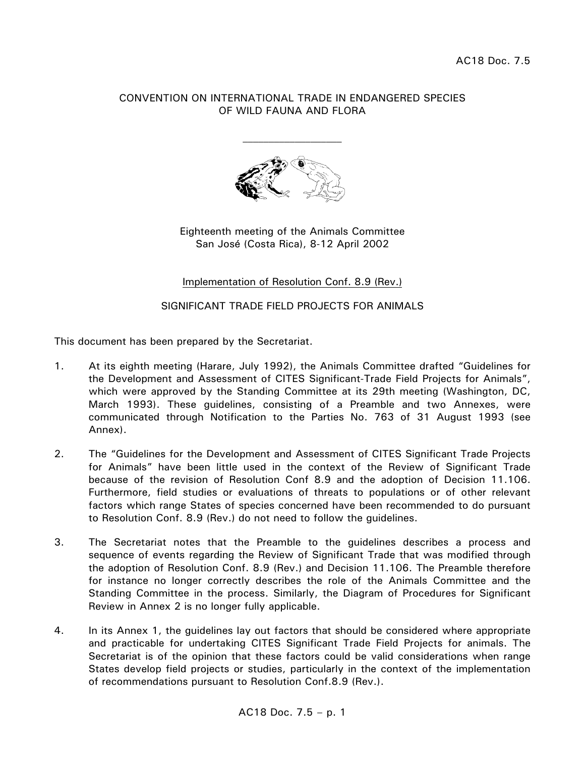AC18 Doc. 7.5

CONVENTION ON INTERNATIONAL TRADE IN ENDANGERED SPECIES OF WILD FAUNA AND FLORA

---

Eighteenth meeting of the Animals Committee
San José (Costa Rica), 8-12 April 2002

Implementation of Resolution Conf. 8.9 (Rev.)

SIGNIFICANT TRADE FIELD PROJECTS FOR ANIMALS

This document has been prepared by the Secretariat.

1. At its eighth meeting (Harare, July 1992), the Animals Committee drafted "Guidelines for the Development and Assessment of CITES Significant-Trade Field Projects for Animals", which were approved by the Standing Committee at its 29th meeting (Washington, DC, March 1993). These guidelines, consisting of a Preamble and two Annexes, were communicated through Notification to the Parties No. 763 of 31 August 1993 (see Annex).

2. The "Guidelines for the Development and Assessment of CITES Significant Trade Projects for Animals" have been little used in the context of the Review of Significant Trade because of the revision of Resolution Conf 8.9 and the adoption of Decision 11.106. Furthermore, field studies or evaluations of threats to populations or of other relevant factors which range States of species concerned have been recommended to do pursuant to Resolution Conf. 8.9 (Rev.) do not need to follow the guidelines.

3. The Secretariat notes that the Preamble to the guidelines describes a process and sequence of events regarding the Review of Significant Trade that was modified through the adoption of Resolution Conf. 8.9 (Rev.) and Decision 11.106. The Preamble therefore for instance no longer correctly describes the role of the Animals Committee and the Standing Committee in the process. Similarly, the Diagram of Procedures for Significant Review in Annex 2 is no longer fully applicable.

4. In its Annex 1, the guidelines lay out factors that should be considered where appropriate and practicable for undertaking CITES Significant Trade Field Projects for animals. The Secretariat is of the opinion that these factors could be valid considerations when range States develop field projects or studies, particularly in the context of the implementation of recommendations pursuant to Resolution Conf.8.9 (Rev.).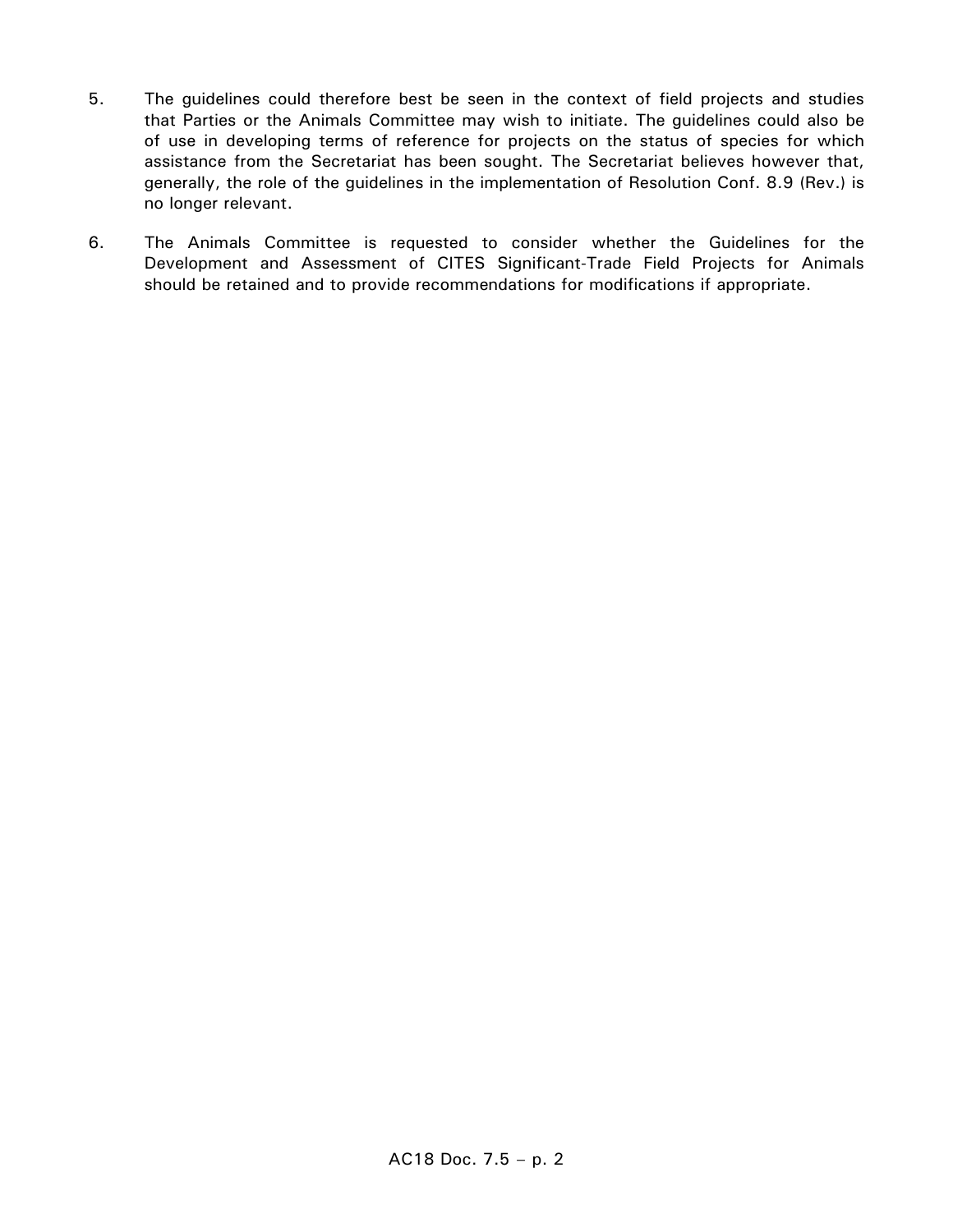5. The guidelines could therefore best be seen in the context of field projects and studies that Parties or the Animals Committee may wish to initiate. The guidelines could also be of use in developing terms of reference for projects on the status of species for which assistance from the Secretariat has been sought. The Secretariat believes however that, generally, the role of the guidelines in the implementation of Resolution Conf. 8.9 (Rev.) is no longer relevant.

6. The Animals Committee is requested to consider whether the Guidelines for the Development and Assessment of CITES Significant-Trade Field Projects for Animals should be retained and to provide recommendations for modifications if appropriate.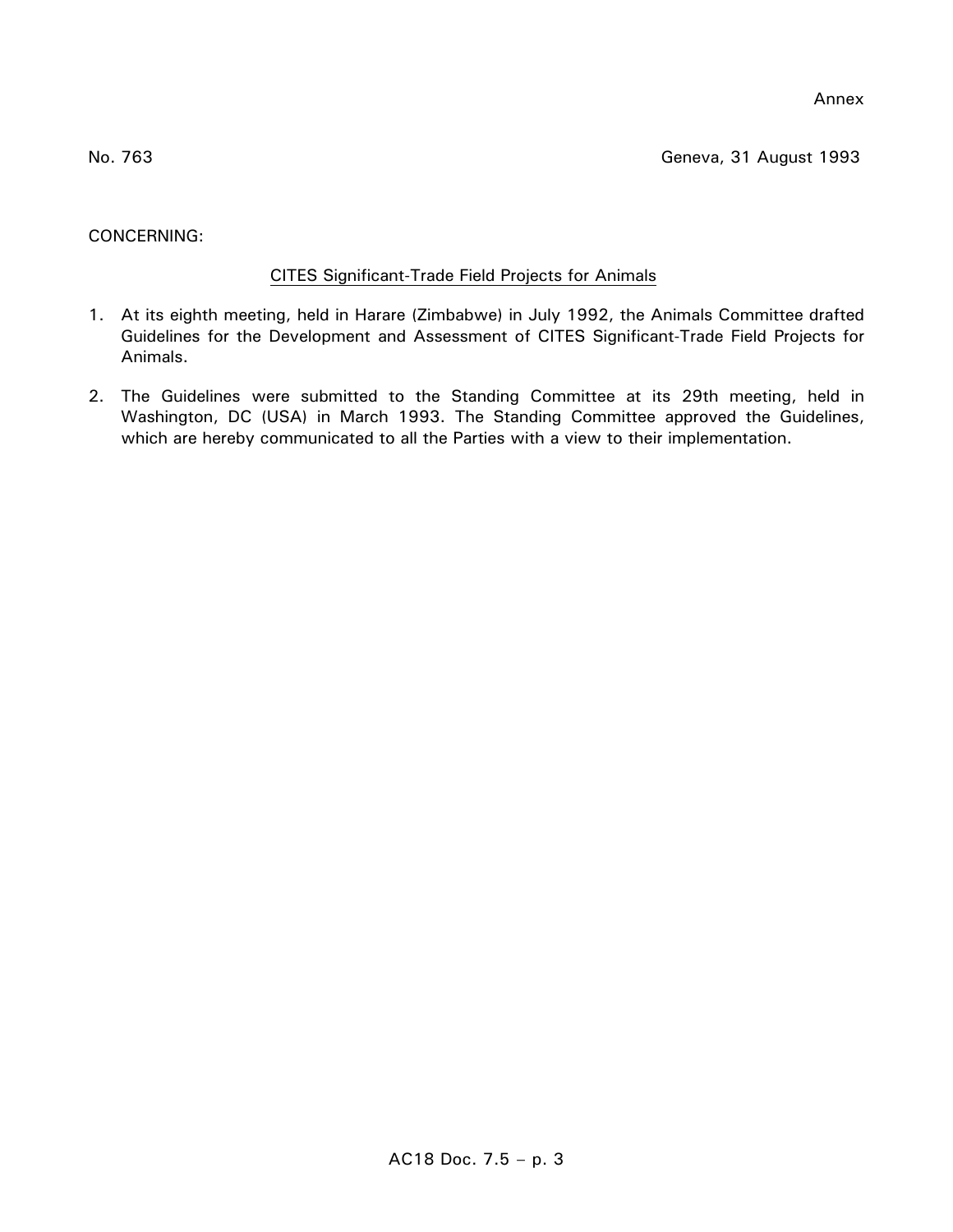Annex

No. 763 Geneva, 31 August 1993

CONCERNING:

CITES Significant-Trade Field Projects for Animals

1. At its eighth meeting, held in Harare (Zimbabwe) in July 1992, the Animals Committee drafted Guidelines for the Development and Assessment of CITES Significant-Trade Field Projects for Animals.

2. The Guidelines were submitted to the Standing Committee at its 29th meeting, held in Washington, DC (USA) in March 1993. The Standing Committee approved the Guidelines, which are hereby communicated to all the Parties with a view to their implementation.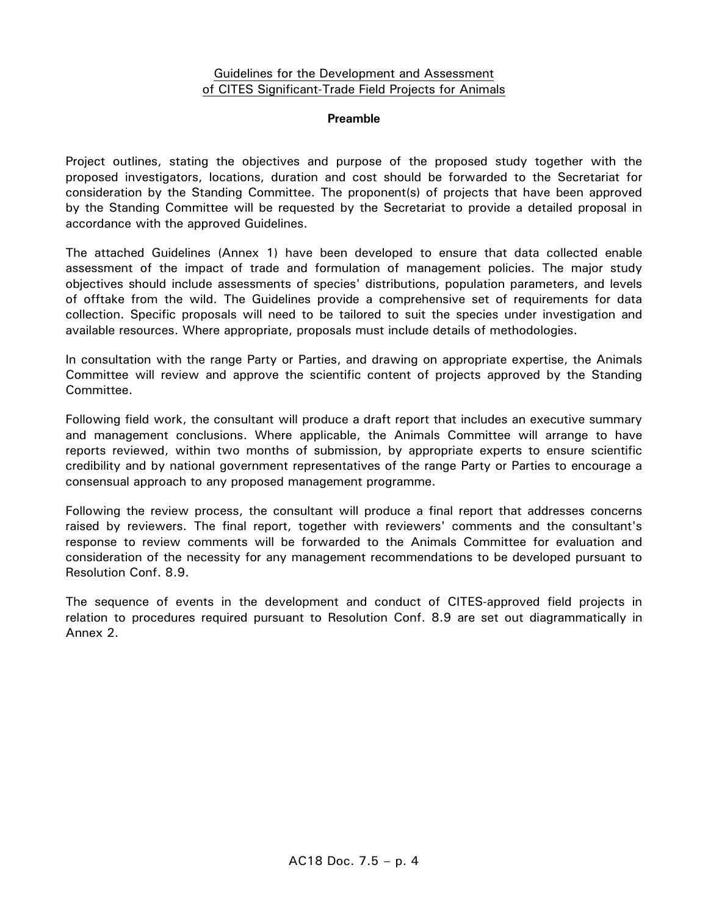Guidelines for the Development and Assessment of CITES Significant-Trade Field Projects for Animals

**Preamble**

Project outlines, stating the objectives and purpose of the proposed study together with the proposed investigators, locations, duration and cost should be forwarded to the Secretariat for consideration by the Standing Committee. The proponent(s) of projects that have been approved by the Standing Committee will be requested by the Secretariat to provide a detailed proposal in accordance with the approved Guidelines.

The attached Guidelines (Annex 1) have been developed to ensure that data collected enable assessment of the impact of trade and formulation of management policies. The major study objectives should include assessments of species' distributions, population parameters, and levels of offtake from the wild. The Guidelines provide a comprehensive set of requirements for data collection. Specific proposals will need to be tailored to suit the species under investigation and available resources. Where appropriate, proposals must include details of methodologies.

In consultation with the range Party or Parties, and drawing on appropriate expertise, the Animals Committee will review and approve the scientific content of projects approved by the Standing Committee.

Following field work, the consultant will produce a draft report that includes an executive summary and management conclusions. Where applicable, the Animals Committee will arrange to have reports reviewed, within two months of submission, by appropriate experts to ensure scientific credibility and by national government representatives of the range Party or Parties to encourage a consensual approach to any proposed management programme.

Following the review process, the consultant will produce a final report that addresses concerns raised by reviewers. The final report, together with reviewers' comments and the consultant's response to review comments will be forwarded to the Animals Committee for evaluation and consideration of the necessity for any management recommendations to be developed pursuant to Resolution Conf. 8.9.

The sequence of events in the development and conduct of CITES-approved field projects in relation to procedures required pursuant to Resolution Conf. 8.9 are set out diagrammatically in Annex 2.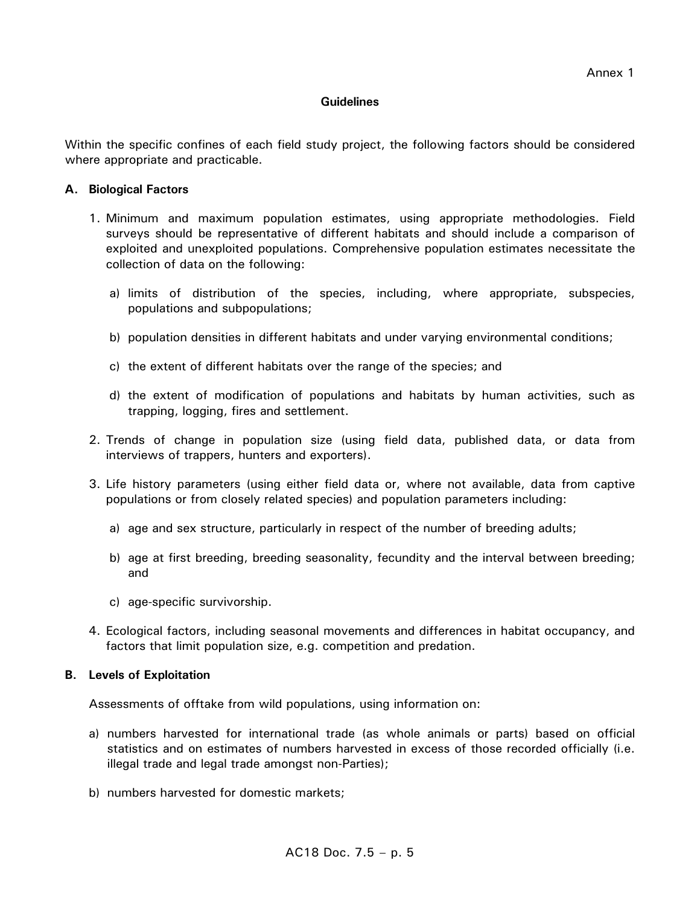Annex 1

## Guidelines

Within the specific confines of each field study project, the following factors should be considered where appropriate and practicable.

### A. Biological Factors

1. Minimum and maximum population estimates, using appropriate methodologies. Field surveys should be representative of different habitats and should include a comparison of exploited and unexploited populations. Comprehensive population estimates necessitate the collection of data on the following:

   a) limits of distribution of the species, including, where appropriate, subspecies, populations and subpopulations;

   b) population densities in different habitats and under varying environmental conditions;

   c) the extent of different habitats over the range of the species; and

   d) the extent of modification of populations and habitats by human activities, such as trapping, logging, fires and settlement.

2. Trends of change in population size (using field data, published data, or data from interviews of trappers, hunters and exporters).

3. Life history parameters (using either field data or, where not available, data from captive populations or from closely related species) and population parameters including:

   a) age and sex structure, particularly in respect of the number of breeding adults;

   b) age at first breeding, breeding seasonality, fecundity and the interval between breeding; and

   c) age-specific survivorship.

4. Ecological factors, including seasonal movements and differences in habitat occupancy, and factors that limit population size, e.g. competition and predation.

### B. Levels of Exploitation

Assessments of offtake from wild populations, using information on:

a) numbers harvested for international trade (as whole animals or parts) based on official statistics and on estimates of numbers harvested in excess of those recorded officially (i.e. illegal trade and legal trade amongst non-Parties);

b) numbers harvested for domestic markets;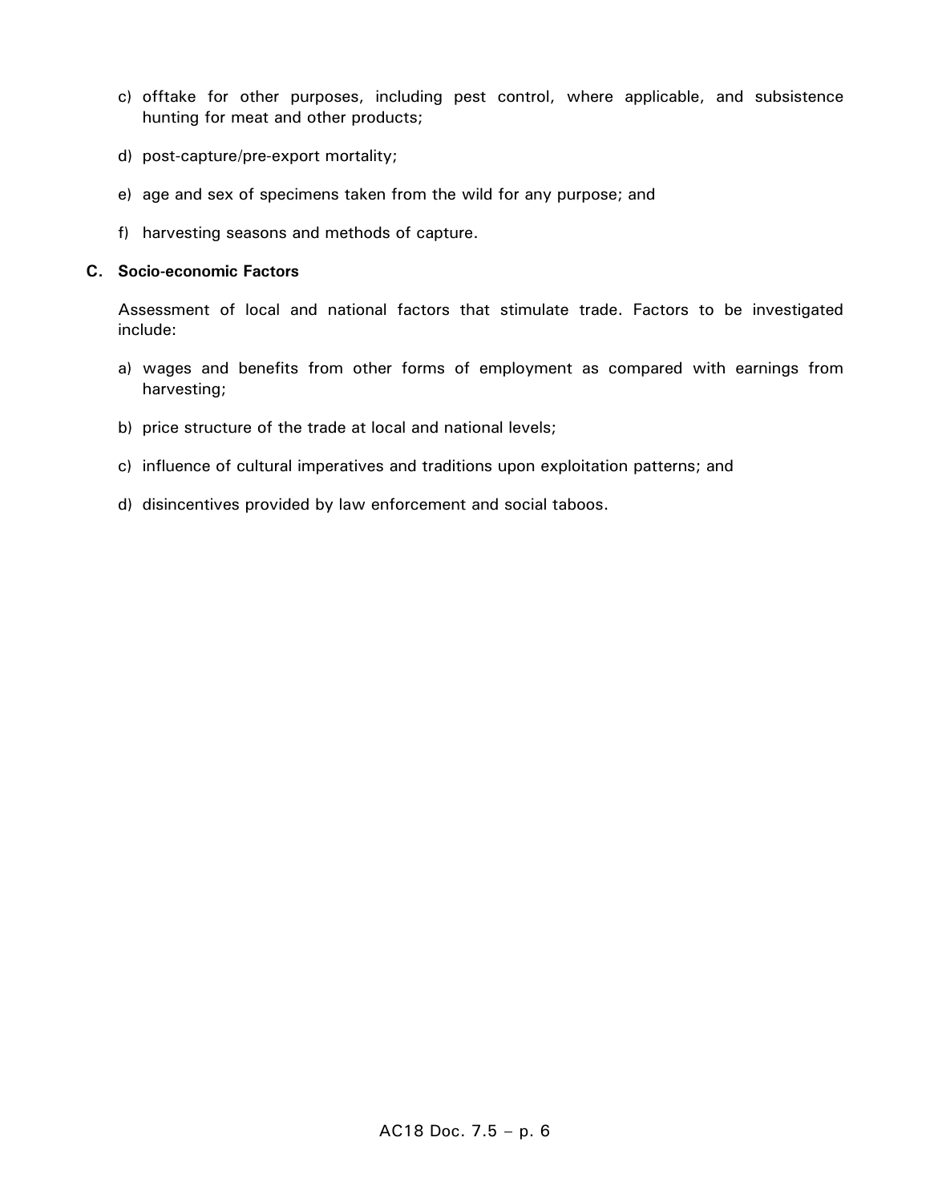c) offtake for other purposes, including pest control, where applicable, and subsistence hunting for meat and other products;

d) post-capture/pre-export mortality;

e) age and sex of specimens taken from the wild for any purpose; and

f) harvesting seasons and methods of capture.

**C. Socio-economic Factors**

Assessment of local and national factors that stimulate trade. Factors to be investigated include:

a) wages and benefits from other forms of employment as compared with earnings from harvesting;

b) price structure of the trade at local and national levels;

c) influence of cultural imperatives and traditions upon exploitation patterns; and

d) disincentives provided by law enforcement and social taboos.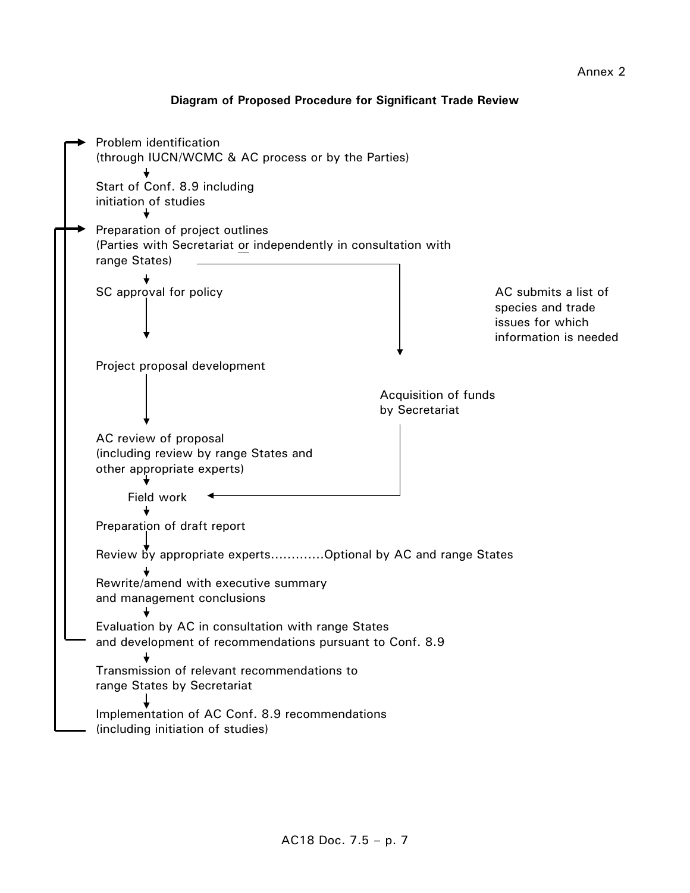Annex 2

**Diagram of Proposed Procedure for Significant Trade Review**

Problem identification
(through IUCN/WCMC & AC process or by the Parties)

Start of Conf. 8.9 including
initiation of studies

Preparation of project outlines
(Parties with Secretariat or independently in consultation with
range States)

SC approval for policy

AC submits a list of
species and trade
issues for which
information is needed

Project proposal development

Acquisition of funds
by Secretariat

AC review of proposal
(including review by range States and
other appropriate experts)

Field work

Preparation of draft report

Review by appropriate experts.............Optional by AC and range States

Rewrite/amend with executive summary
and management conclusions

Evaluation by AC in consultation with range States
and development of recommendations pursuant to Conf. 8.9

Transmission of relevant recommendations to
range States by Secretariat

Implementation of AC Conf. 8.9 recommendations
(including initiation of studies)